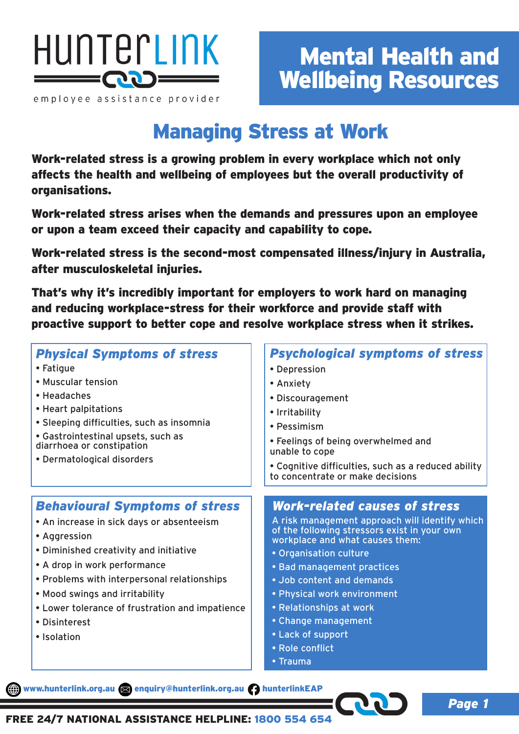HunterLink

employee assistance provider

# Mental Health and Wellbeing Resources

## Managing Stress at Work

**Work-related stress is a growing problem in every workplace which not only affects the health and wellbeing of employees but the overall productivity of organisations.**

**Work-related stress arises when the demands and pressures upon an employee or upon a team exceed their capacity and capability to cope.**

**Work-related stress is the second-most compensated illness/injury in Australia, after musculoskeletal injuries.**

**That's why it's incredibly important for employers to work hard on managing and reducing workplace-stress for their workforce and provide staff with proactive support to better cope and resolve workplace stress when it strikes.**

### *Physical Symptoms of stress*

- Fatigue
- Muscular tension
- Headaches
- Heart palpitations
- Sleeping difficulties, such as insomnia
- Gastrointestinal upsets, such as diarrhoea or constipation
- Dermatological disorders

### *Psychological symptoms of stress*

- Depression
- Anxiety
- Discouragement
- Irritability
- Pessimism
- Feelings of being overwhelmed and unable to cope
- Cognitive difficulties, such as a reduced ability to concentrate or make decisions

### *Behavioural Symptoms of stress*

- An increase in sick days or absenteeism
- Aggression
- Diminished creativity and initiative
- A drop in work performance
- Problems with interpersonal relationships
- Mood swings and irritability
- Lower tolerance of frustration and impatience
- Disinterest
- Isolation

### *Work-related causes of stress*

A risk management approach will identify which of the following stressors exist in your own workplace and what causes them:

- Organisation culture
- Bad management practices
- Job content and demands
- Physical work environment
- Relationships at work
- Change management
- Lack of support
- Role conflict
- Trauma

www.hunterlink.org.au enquiry@hunterlink.org.au hunterlinkEAP

**FREE 24/7 NATIONAL ASSISTANCE HELPLINE: 1800 554 654**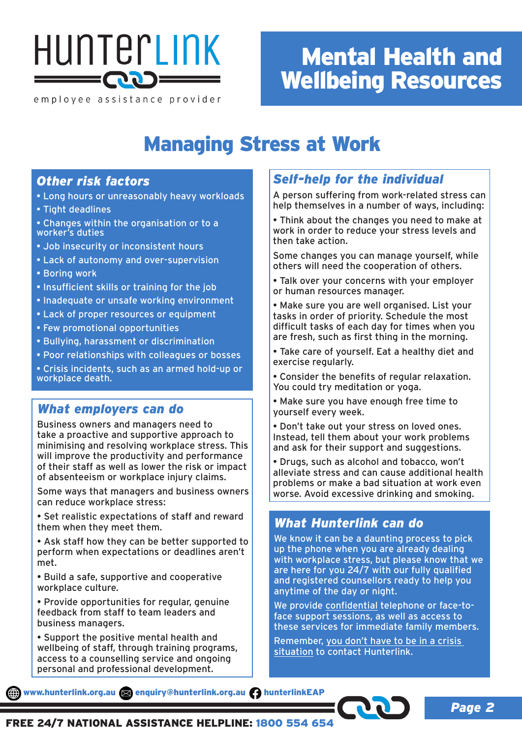# Mental Health and Wellbeing Resources

## Managing Stress at Work

### Other risk factors

- Long hours or unreasonably heavy workloads
- Tight deadlines
- Changes within the organisation or to a worker's duties
- Job insecurity or inconsistent hours
- Lack of autonomy and over-supervision
- Boring work
- Insufficient skills or training for the job
- Inadequate or unsafe working environment
- Lack of proper resources or equipment
- Few promotional opportunities
- Bullying, harassment or discrimination
- Poor relationships with colleagues or bosses
- Crisis incidents, such as an armed hold-up or workplace death.

### What employers can do

Business owners and managers need to take a proactive and supportive approach to minimising and resolving workplace stress. This will improve the productivity and performance of their staff as well as lower the risk or impact of absenteeism or workplace injury claims.

Some ways that managers and business owners can reduce workplace stress:

- Set realistic expectations of staff and reward them when they meet them.
- Ask staff how they can be better supported to perform when expectations or deadlines aren't met.
- Build a safe, supportive and cooperative workplace culture.
- Provide opportunities for regular, genuine feedback from staff to team leaders and business managers.
- Support the positive mental health and wellbeing of staff, through training programs, access to a counselling service and ongoing personal and professional development.

### Self-help for the individual

A person suffering from work-related stress can help themselves in a number of ways, including:

- Think about the changes you need to make at work in order to reduce your stress levels and then take action.

Some changes you can manage yourself, while others will need the cooperation of others.

- Talk over your concerns with your employer or human resources manager.
- Make sure you are well organised. List your tasks in order of priority. Schedule the most difficult tasks of each day for times when you are fresh, such as first thing in the morning.
- Take care of yourself. Eat a healthy diet and exercise regularly.
- Consider the benefits of regular relaxation. You could try meditation or yoga.
- Make sure you have enough free time to yourself every week.
- Don't take out your stress on loved ones. Instead, tell them about your work problems and ask for their support and suggestions.
- Drugs, such as alcohol and tobacco, won't alleviate stress and can cause additional health problems or make a bad situation at work even worse. Avoid excessive drinking and smoking.

### What Hunterlink can do

We know it can be a daunting process to pick up the phone when you are already dealing with workplace stress, but please know that we are here for you 24/7 with our fully qualified and registered counsellors ready to help you anytime of the day or night.

We provide confidential telephone or face-to-face support sessions, as well as access to these services for immediate family members.

Remember, you don't have to be in a crisis situation to contact Hunterlink.

www.hunterlink.org.au | enquiry@hunterlink.org.au | hunterlinkEAP

**FREE 24/7 NATIONAL ASSISTANCE HELPLINE: 1800 554 654**